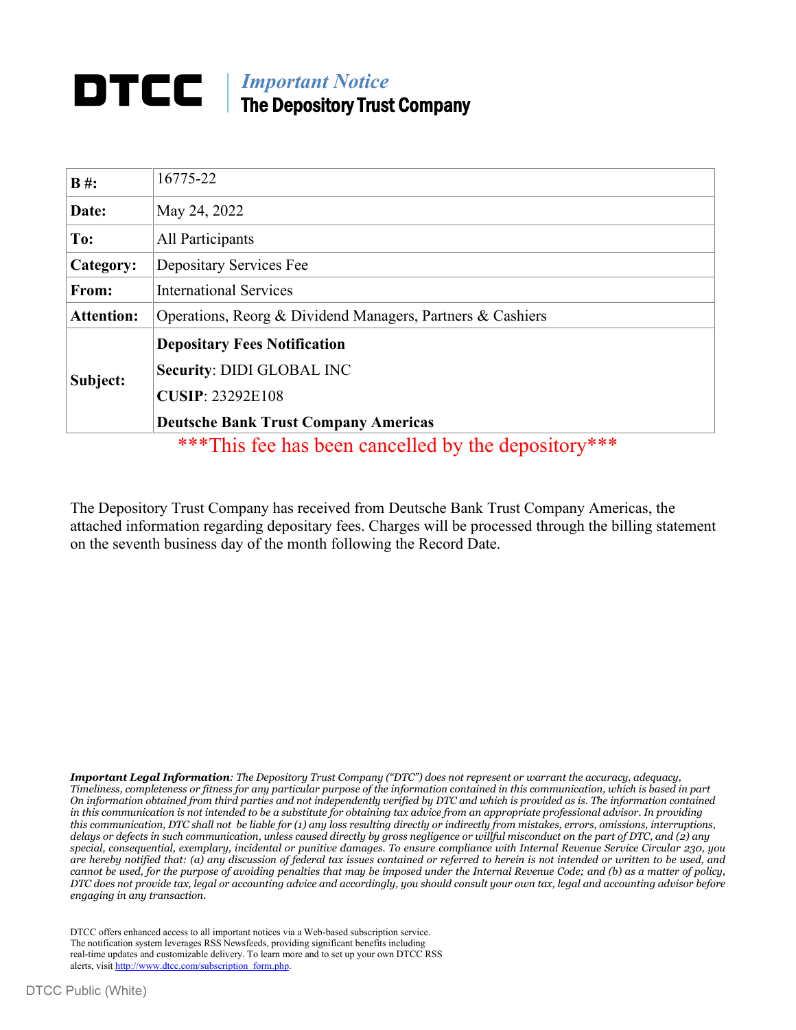# DTCC

*Important Notice*
**The Depository Trust Company**

| | |
|---|---|
| **B #:** | 16775-22 |
| **Date:** | May 24, 2022 |
| **To:** | All Participants |
| **Category:** | Depositary Services Fee |
| **From:** | International Services |
| **Attention:** | Operations, Reorg & Dividend Managers, Partners & Cashiers |
| **Subject:** | **Depositary Fees Notification**<br>**Security**: DIDI GLOBAL INC<br>**CUSIP**: 23292E108<br>**Deutsche Bank Trust Company Americas** |

***This fee has been cancelled by the depository***

The Depository Trust Company has received from Deutsche Bank Trust Company Americas, the attached information regarding depositary fees. Charges will be processed through the billing statement on the seventh business day of the month following the Record Date.

***Important Legal Information****: The Depository Trust Company ("DTC") does not represent or warrant the accuracy, adequacy, Timeliness, completeness or fitness for any particular purpose of the information contained in this communication, which is based in part On information obtained from third parties and not independently verified by DTC and which is provided as is. The information contained in this communication is not intended to be a substitute for obtaining tax advice from an appropriate professional advisor. In providing this communication, DTC shall not be liable for (1) any loss resulting directly or indirectly from mistakes, errors, omissions, interruptions, delays or defects in such communication, unless caused directly by gross negligence or willful misconduct on the part of DTC, and (2) any special, consequential, exemplary, incidental or punitive damages. To ensure compliance with Internal Revenue Service Circular 230, you are hereby notified that: (a) any discussion of federal tax issues contained or referred to herein is not intended or written to be used, and cannot be used, for the purpose of avoiding penalties that may be imposed under the Internal Revenue Code; and (b) as a matter of policy, DTC does not provide tax, legal or accounting advice and accordingly, you should consult your own tax, legal and accounting advisor before engaging in any transaction.*

DTCC offers enhanced access to all important notices via a Web-based subscription service. The notification system leverages RSS Newsfeeds, providing significant benefits including real-time updates and customizable delivery. To learn more and to set up your own DTCC RSS alerts, visit http://www.dtcc.com/subscription_form.php.

DTCC Public (White)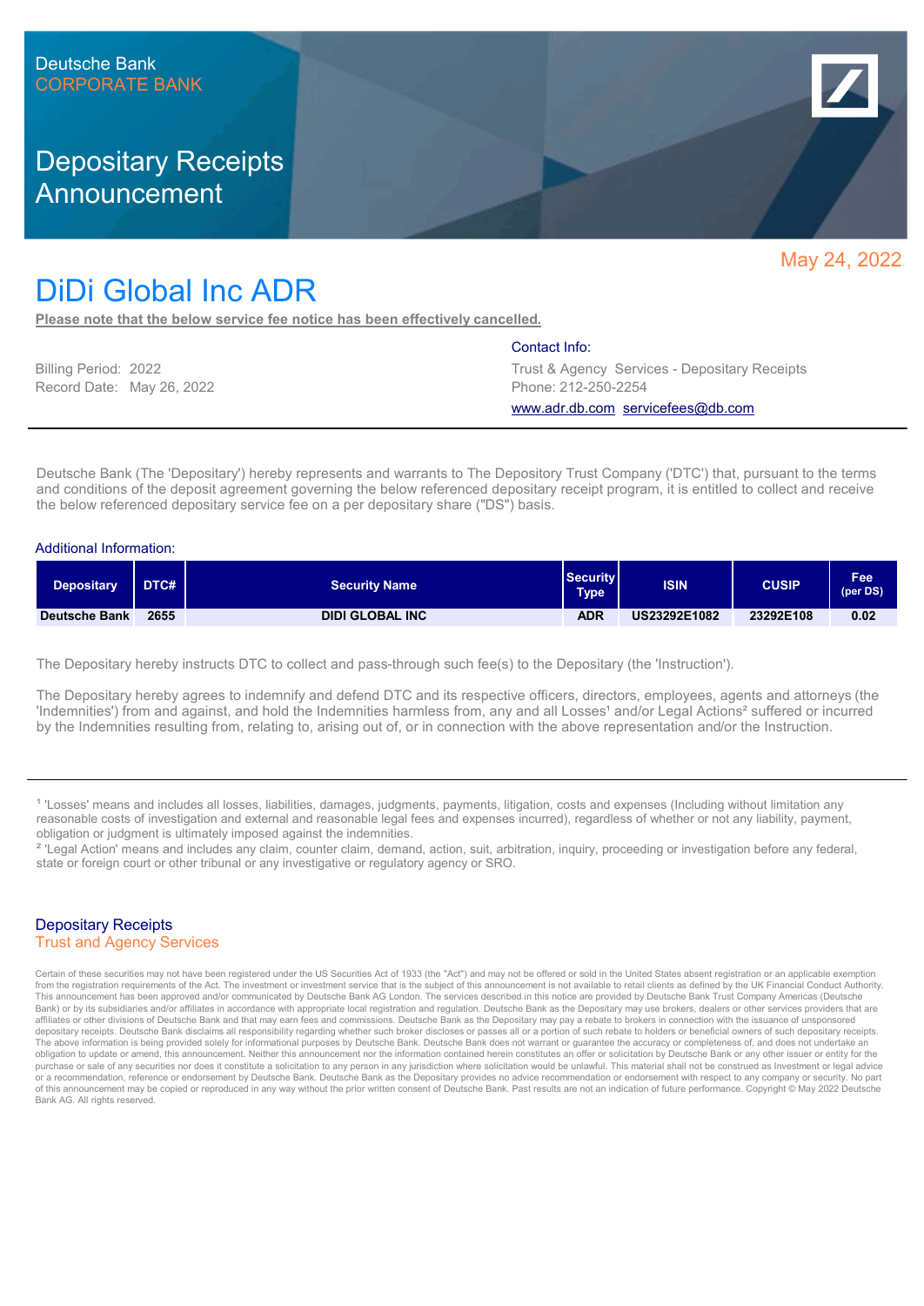Deutsche Bank
CORPORATE BANK

# Depositary Receipts Announcement

May 24, 2022

# DiDi Global Inc ADR

**Please note that the below service fee notice has been effectively cancelled.**

Billing Period: 2022
Record Date: May 26, 2022

Contact Info:
Trust & Agency Services - Depositary Receipts
Phone: 212-250-2254
www.adr.db.com servicefees@db.com

Deutsche Bank (The 'Depositary') hereby represents and warrants to The Depository Trust Company ('DTC') that, pursuant to the terms and conditions of the deposit agreement governing the below referenced depositary receipt program, it is entitled to collect and receive the below referenced depositary service fee on a per depositary share ("DS") basis.

Additional Information:

| Depositary | DTC# | Security Name | Security Type | ISIN | CUSIP | Fee (per DS) |
|---|---|---|---|---|---|---|
| Deutsche Bank | 2655 | DIDI GLOBAL INC | ADR | US23292E1082 | 23292E108 | 0.02 |

The Depositary hereby instructs DTC to collect and pass-through such fee(s) to the Depositary (the 'Instruction').

The Depositary hereby agrees to indemnify and defend DTC and its respective officers, directors, employees, agents and attorneys (the 'Indemnities') from and against, and hold the Indemnities harmless from, any and all Losses[1] and/or Legal Actions[2] suffered or incurred by the Indemnities resulting from, relating to, arising out of, or in connection with the above representation and/or the Instruction.

[1] 'Losses' means and includes all losses, liabilities, damages, judgments, payments, litigation, costs and expenses (Including without limitation any reasonable costs of investigation and external and reasonable legal fees and expenses incurred), regardless of whether or not any liability, payment, obligation or judgment is ultimately imposed against the indemnities.
[2] 'Legal Action' means and includes any claim, counter claim, demand, action, suit, arbitration, inquiry, proceeding or investigation before any federal, state or foreign court or other tribunal or any investigative or regulatory agency or SRO.

Depositary Receipts
Trust and Agency Services

Certain of these securities may not have been registered under the US Securities Act of 1933 (the "Act") and may not be offered or sold in the United States absent registration or an applicable exemption from the registration requirements of the Act. The investment or investment service that is the subject of this announcement is not available to retail clients as defined by the UK Financial Conduct Authority. This announcement has been approved and/or communicated by Deutsche Bank AG London. The services described in this notice are provided by Deutsche Bank Trust Company Americas (Deutsche Bank) or by its subsidiaries and/or affiliates in accordance with appropriate local registration and regulation. Deutsche Bank as the Depositary may use brokers, dealers or other services providers that are affiliates or other divisions of Deutsche Bank and that may earn fees and commissions. Deutsche Bank as the Depositary may pay a rebate to brokers in connection with the issuance of unsponsored depositary receipts. Deutsche Bank disclaims all responsibility regarding whether such broker discloses or passes all or a portion of such rebate to holders or beneficial owners of such depositary receipts. The above information is being provided solely for informational purposes by Deutsche Bank. Deutsche Bank does not warrant or guarantee the accuracy or completeness of, and does not undertake an obligation to update or amend, this announcement. Neither this announcement nor the information contained herein constitutes an offer or solicitation by Deutsche Bank or any other issuer or entity for the purchase or sale of any securities nor does it constitute a solicitation to any person in any jurisdiction where solicitation would be unlawful. This material shall not be construed as Investment or legal advice or a recommendation, reference or endorsement by Deutsche Bank. Deutsche Bank as the Depositary provides no advice recommendation or endorsement with respect to any company or security. No part of this announcement may be copied or reproduced in any way without the prior written consent of Deutsche Bank. Past results are not an indication of future performance. Copyright © May 2022 Deutsche Bank AG. All rights reserved.